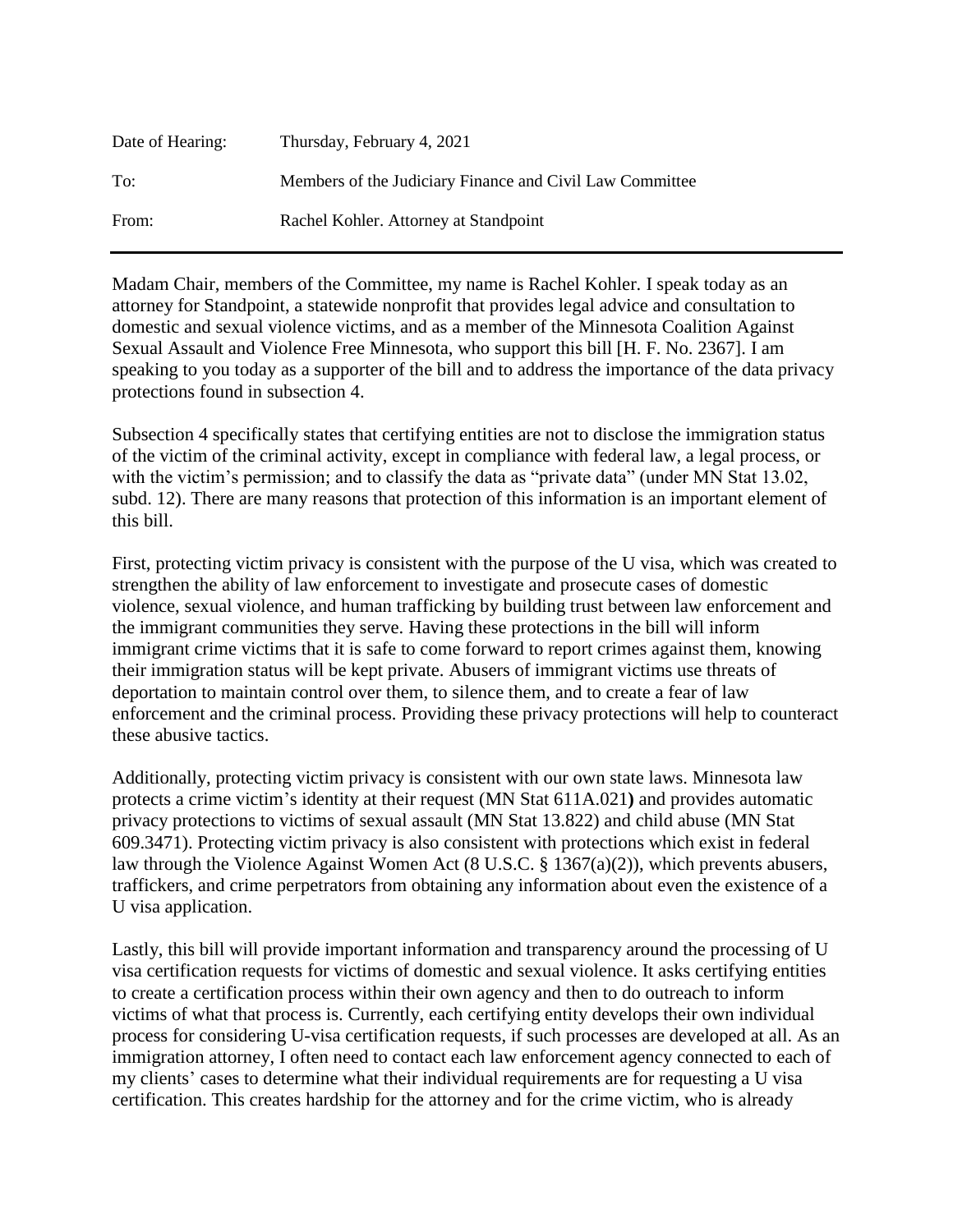| | |
|---|---|
| Date of Hearing: | Thursday, February 4, 2021 |
| To: | Members of the Judiciary Finance and Civil Law Committee |
| From: | Rachel Kohler. Attorney at Standpoint |

---

Madam Chair, members of the Committee, my name is Rachel Kohler. I speak today as an attorney for Standpoint, a statewide nonprofit that provides legal advice and consultation to domestic and sexual violence victims, and as a member of the Minnesota Coalition Against Sexual Assault and Violence Free Minnesota, who support this bill [H. F. No. 2367]. I am speaking to you today as a supporter of the bill and to address the importance of the data privacy protections found in subsection 4.

Subsection 4 specifically states that certifying entities are not to disclose the immigration status of the victim of the criminal activity, except in compliance with federal law, a legal process, or with the victim's permission; and to classify the data as "private data" (under MN Stat 13.02, subd. 12). There are many reasons that protection of this information is an important element of this bill.

First, protecting victim privacy is consistent with the purpose of the U visa, which was created to strengthen the ability of law enforcement to investigate and prosecute cases of domestic violence, sexual violence, and human trafficking by building trust between law enforcement and the immigrant communities they serve. Having these protections in the bill will inform immigrant crime victims that it is safe to come forward to report crimes against them, knowing their immigration status will be kept private. Abusers of immigrant victims use threats of deportation to maintain control over them, to silence them, and to create a fear of law enforcement and the criminal process. Providing these privacy protections will help to counteract these abusive tactics.

Additionally, protecting victim privacy is consistent with our own state laws. Minnesota law protects a crime victim's identity at their request (MN Stat 611A.021**)** and provides automatic privacy protections to victims of sexual assault (MN Stat 13.822) and child abuse (MN Stat 609.3471). Protecting victim privacy is also consistent with protections which exist in federal law through the Violence Against Women Act (8 U.S.C. § 1367(a)(2)), which prevents abusers, traffickers, and crime perpetrators from obtaining any information about even the existence of a U visa application.

Lastly, this bill will provide important information and transparency around the processing of U visa certification requests for victims of domestic and sexual violence. It asks certifying entities to create a certification process within their own agency and then to do outreach to inform victims of what that process is. Currently, each certifying entity develops their own individual process for considering U-visa certification requests, if such processes are developed at all. As an immigration attorney, I often need to contact each law enforcement agency connected to each of my clients' cases to determine what their individual requirements are for requesting a U visa certification. This creates hardship for the attorney and for the crime victim, who is already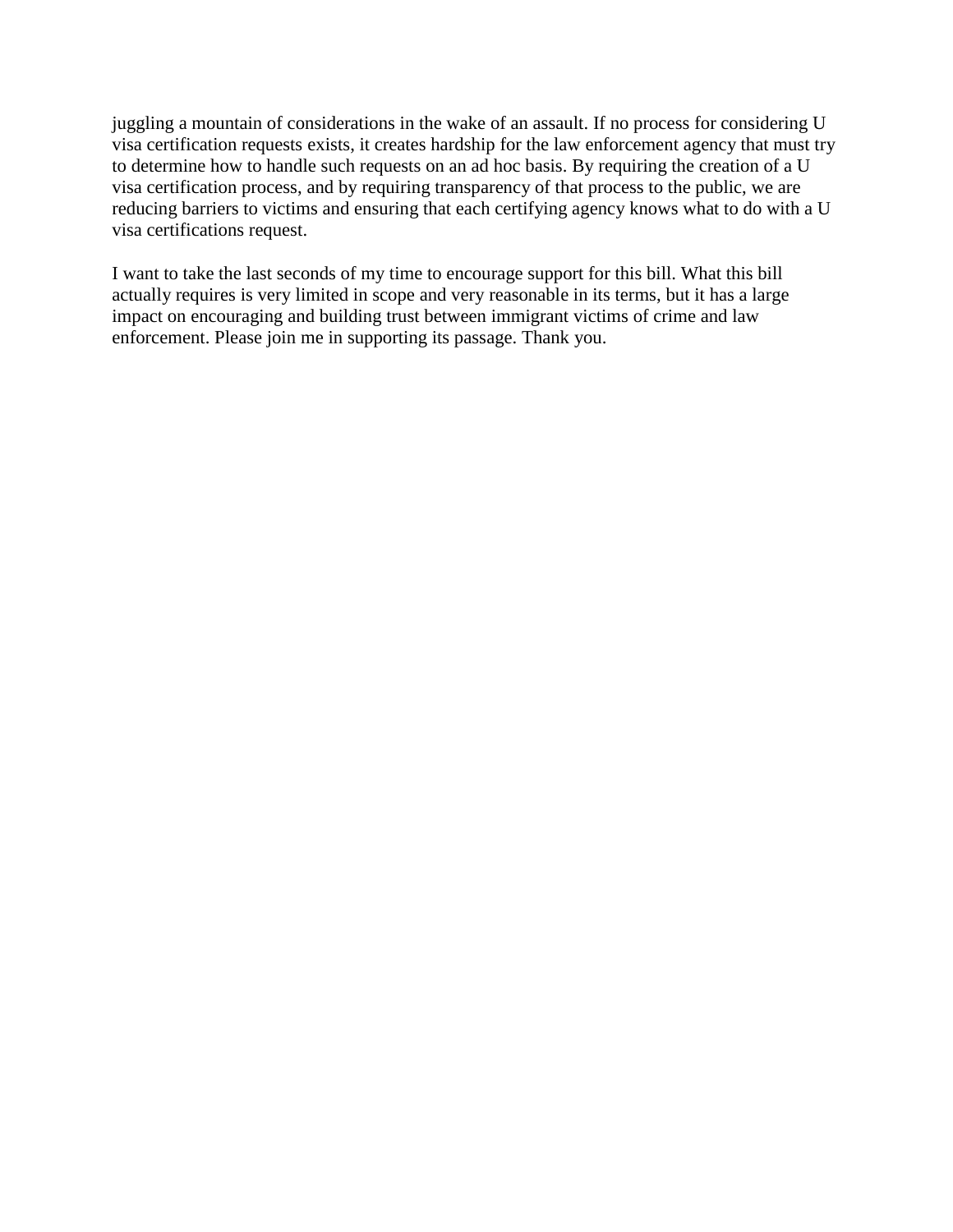juggling a mountain of considerations in the wake of an assault. If no process for considering U visa certification requests exists, it creates hardship for the law enforcement agency that must try to determine how to handle such requests on an ad hoc basis. By requiring the creation of a U visa certification process, and by requiring transparency of that process to the public, we are reducing barriers to victims and ensuring that each certifying agency knows what to do with a U visa certifications request.

I want to take the last seconds of my time to encourage support for this bill. What this bill actually requires is very limited in scope and very reasonable in its terms, but it has a large impact on encouraging and building trust between immigrant victims of crime and law enforcement. Please join me in supporting its passage. Thank you.